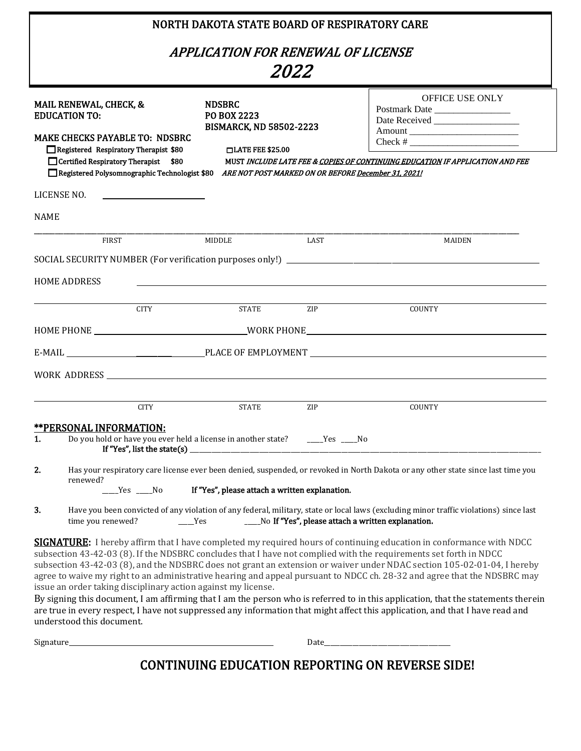# NORTH DAKOTA STATE BOARD OF RESPIRATORY CARE

## *APPLICATION FOR RENEWAL OF LICENSE*

## *2022*

**MAIL RENEWAL, CHECK, & EDUCATION TO:**

**NDSBRC**
**PO BOX 2223**
**BISMARCK, ND 58502-2223**

| OFFICE USE ONLY |
|---|
| Postmark Date ________________ |
| Date Received __________________ |
| Amount ________________________ |
| Check # ________________________ |

**MAKE CHECKS PAYABLE TO: NDSBRC**

- ☐ **Registered Respiratory Therapist $80**
- ☐ **Certified Respiratory Therapist $80**
- ☐ **Registered Polysomnographic Technologist $80**

☐ **LATE FEE $25.00**

**MUST *INCLUDE LATE FEE & COPIES OF CONTINUING EDUCATION IF APPLICATION AND FEE ARE NOT POST MARKED ON OR BEFORE December 31, 2021!***

LICENSE NO. ________________________

NAME

_____________________________________________________________________________

FIRST MIDDLE LAST MAIDEN

SOCIAL SECURITY NUMBER (For verification purposes only!) ________________________________________

HOME ADDRESS ____________________________________________________________________

_____________________________________________________________________________

CITY STATE ZIP COUNTY

HOME PHONE ______________________________ WORK PHONE ______________________________

E-MAIL ______________________________ PLACE OF EMPLOYMENT ______________________________

WORK ADDRESS ____________________________________________________________________

_____________________________________________________________________________

CITY STATE ZIP COUNTY

## **PERSONAL INFORMATION:

1. Do you hold or have you ever held a license in another state? ____Yes ____No
   **If "Yes", list the state(s)** ____________________________________________

2. Has your respiratory care license ever been denied, suspended, or revoked in North Dakota or any other state since last time you renewed?
   ____Yes ____No **If "Yes", please attach a written explanation.**

3. Have you been convicted of any violation of any federal, military, state or local laws (excluding minor traffic violations) since last time you renewed? ____Yes ____No **If "Yes", please attach a written explanation.**

**SIGNATURE:** I hereby affirm that I have completed my required hours of continuing education in conformance with NDCC subsection 43-42-03 (8). If the NDSBRC concludes that I have not complied with the requirements set forth in NDCC subsection 43-42-03 (8), and the NDSBRC does not grant an extension or waiver under NDAC section 105-02-01-04, I hereby agree to waive my right to an administrative hearing and appeal pursuant to NDCC ch. 28-32 and agree that the NDSBRC may issue an order taking disciplinary action against my license.

By signing this document, I am affirming that I am the person who is referred to in this application, that the statements therein are true in every respect, I have not suppressed any information that might affect this application, and that I have read and understood this document.

Signature______________________________________ Date________________________

## CONTINUING EDUCATION REPORTING ON REVERSE SIDE!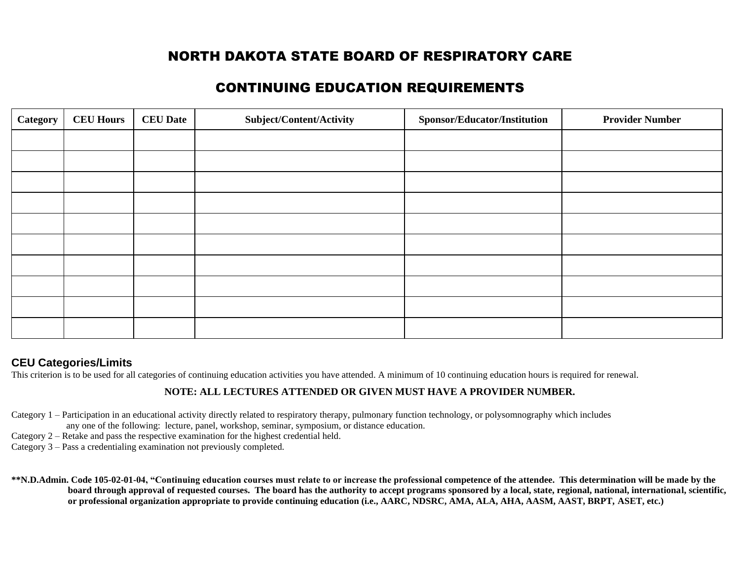# NORTH DAKOTA STATE BOARD OF RESPIRATORY CARE

## CONTINUING EDUCATION REQUIREMENTS

| Category | CEU Hours | CEU Date | Subject/Content/Activity | Sponsor/Educator/Institution | Provider Number |
|---|---|---|---|---|---|
| | | | | | |
| | | | | | |
| | | | | | |
| | | | | | |
| | | | | | |
| | | | | | |
| | | | | | |
| | | | | | |
| | | | | | |
| | | | | | |

### CEU Categories/Limits

This criterion is to be used for all categories of continuing education activities you have attended. A minimum of 10 continuing education hours is required for renewal.

**NOTE: ALL LECTURES ATTENDED OR GIVEN MUST HAVE A PROVIDER NUMBER.**

Category 1 – Participation in an educational activity directly related to respiratory therapy, pulmonary function technology, or polysomnography which includes any one of the following: lecture, panel, workshop, seminar, symposium, or distance education.
Category 2 – Retake and pass the respective examination for the highest credential held.
Category 3 – Pass a credentialing examination not previously completed.

**\*\*N.D.Admin. Code 105-02-01-04, "Continuing education courses must relate to or increase the professional competence of the attendee. This determination will be made by the board through approval of requested courses. The board has the authority to accept programs sponsored by a local, state, regional, national, international, scientific, or professional organization appropriate to provide continuing education (i.e., AARC, NDSRC, AMA, ALA, AHA, AASM, AAST, BRPT, ASET, etc.)**